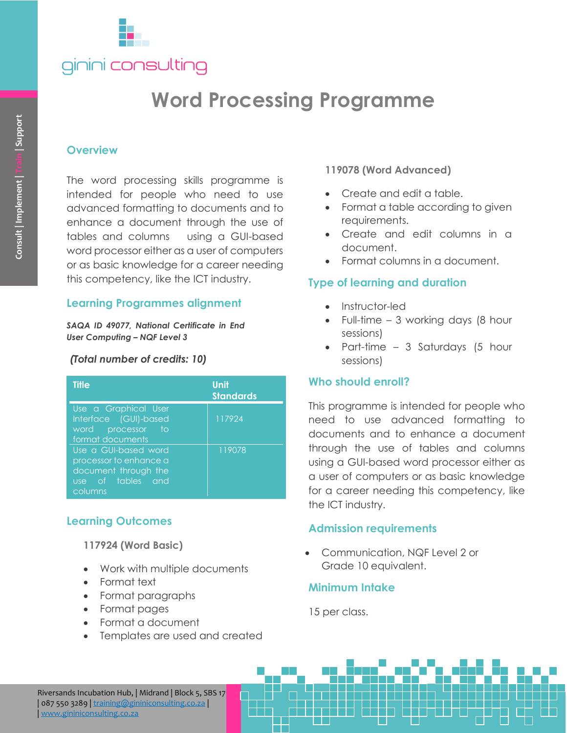ginini consulting

# Word Processing Programme

## Overview

The word processing skills programme is intended for people who need to use advanced formatting to documents and to enhance a document through the use of tables and columns using a GUI-based word processor either as a user of computers or as basic knowledge for a career needing this competency, like the ICT industry.

## Learning Programmes alignment

***SAQA ID 49077, National Certificate in End User Computing – NQF Level 3***

***(Total number of credits: 10)***

| Title | Unit Standards |
|---|---|
| Use a Graphical User Interface (GUI)-based word processor to format documents | 117924 |
| Use a GUI-based word processor to enhance a document through the use of tables and columns | 119078 |

## Learning Outcomes

### 117924 (Word Basic)

- Work with multiple documents
- Format text
- Format paragraphs
- Format pages
- Format a document
- Templates are used and created

### 119078 (Word Advanced)

- Create and edit a table.
- Format a table according to given requirements.
- Create and edit columns in a document.
- Format columns in a document.

## Type of learning and duration

- Instructor-led
- Full-time – 3 working days (8 hour sessions)
- Part-time – 3 Saturdays (5 hour sessions)

## Who should enroll?

This programme is intended for people who need to use advanced formatting to documents and to enhance a document through the use of tables and columns using a GUI-based word processor either as a user of computers or as basic knowledge for a career needing this competency, like the ICT industry.

## Admission requirements

- Communication, NQF Level 2 or Grade 10 equivalent.

## Minimum Intake

15 per class.

Riversands Incubation Hub, | Midrand | Block 5, SBS 17 | 087 550 3289 | training@gininiconsulting.co.za | | www.gininiconsulting.co.za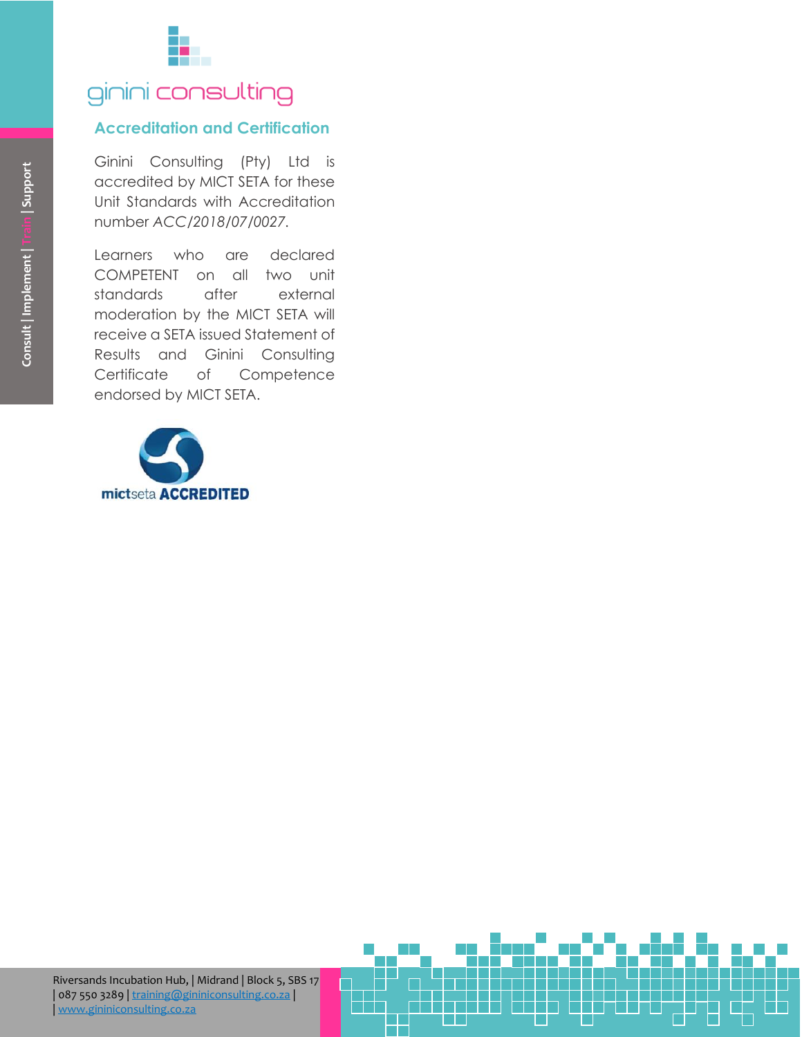## Accreditation and Certification

Ginini Consulting (Pty) Ltd is accredited by MICT SETA for these Unit Standards with Accreditation number *ACC/2018/07/0027*.

Learners who are declared COMPETENT on all two unit standards after external moderation by the MICT SETA will receive a SETA issued Statement of Results and Ginini Consulting Certificate of Competence endorsed by MICT SETA.